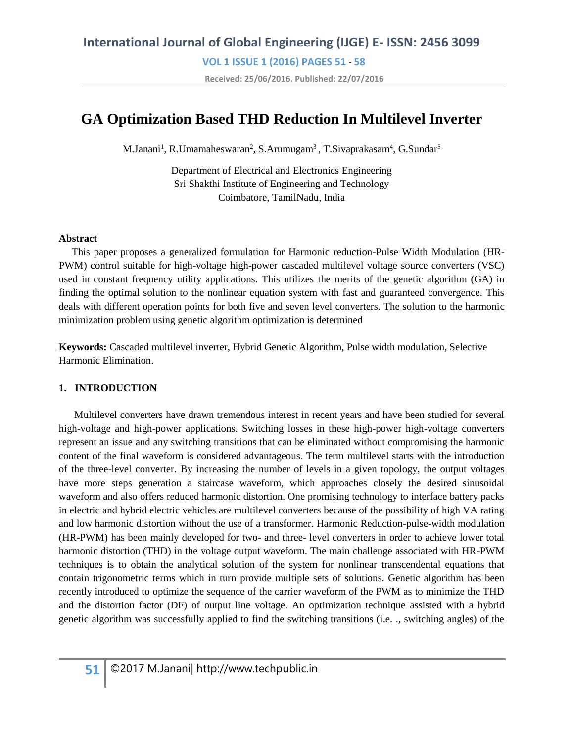# GA Optimization Based THD Reduction In Multilevel Inverter

M.Janani[1], R.Umamaheswaran[2], S.Arumugam[3], T.Sivaprakasam[4], G.Sundar[5]

Department of Electrical and Electronics Engineering
Sri Shakthi Institute of Engineering and Technology
Coimbatore, TamilNadu, India

**Abstract**

This paper proposes a generalized formulation for Harmonic reduction-Pulse Width Modulation (HR-PWM) control suitable for high-voltage high-power cascaded multilevel voltage source converters (VSC) used in constant frequency utility applications. This utilizes the merits of the genetic algorithm (GA) in finding the optimal solution to the nonlinear equation system with fast and guaranteed convergence. This deals with different operation points for both five and seven level converters. The solution to the harmonic minimization problem using genetic algorithm optimization is determined

**Keywords:** Cascaded multilevel inverter, Hybrid Genetic Algorithm, Pulse width modulation, Selective Harmonic Elimination.

## 1. INTRODUCTION

Multilevel converters have drawn tremendous interest in recent years and have been studied for several high-voltage and high-power applications. Switching losses in these high-power high-voltage converters represent an issue and any switching transitions that can be eliminated without compromising the harmonic content of the final waveform is considered advantageous. The term multilevel starts with the introduction of the three-level converter. By increasing the number of levels in a given topology, the output voltages have more steps generation a staircase waveform, which approaches closely the desired sinusoidal waveform and also offers reduced harmonic distortion. One promising technology to interface battery packs in electric and hybrid electric vehicles are multilevel converters because of the possibility of high VA rating and low harmonic distortion without the use of a transformer. Harmonic Reduction-pulse-width modulation (HR-PWM) has been mainly developed for two- and three- level converters in order to achieve lower total harmonic distortion (THD) in the voltage output waveform. The main challenge associated with HR-PWM techniques is to obtain the analytical solution of the system for nonlinear transcendental equations that contain trigonometric terms which in turn provide multiple sets of solutions. Genetic algorithm has been recently introduced to optimize the sequence of the carrier waveform of the PWM as to minimize the THD and the distortion factor (DF) of output line voltage. An optimization technique assisted with a hybrid genetic algorithm was successfully applied to find the switching transitions (i.e. ., switching angles) of the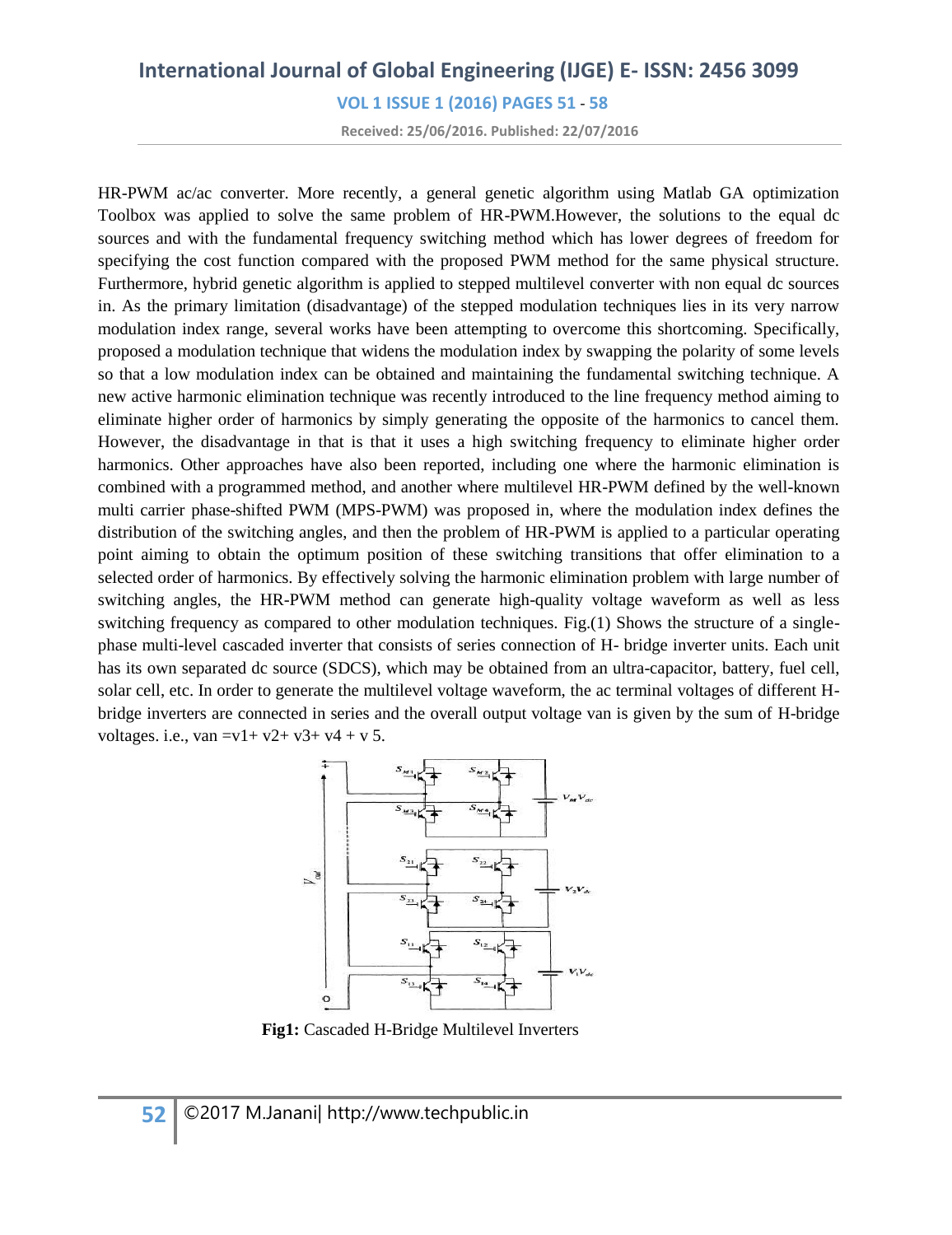HR-PWM ac/ac converter. More recently, a general genetic algorithm using Matlab GA optimization Toolbox was applied to solve the same problem of HR-PWM.However, the solutions to the equal dc sources and with the fundamental frequency switching method which has lower degrees of freedom for specifying the cost function compared with the proposed PWM method for the same physical structure. Furthermore, hybrid genetic algorithm is applied to stepped multilevel converter with non equal dc sources in. As the primary limitation (disadvantage) of the stepped modulation techniques lies in its very narrow modulation index range, several works have been attempting to overcome this shortcoming. Specifically, proposed a modulation technique that widens the modulation index by swapping the polarity of some levels so that a low modulation index can be obtained and maintaining the fundamental switching technique. A new active harmonic elimination technique was recently introduced to the line frequency method aiming to eliminate higher order of harmonics by simply generating the opposite of the harmonics to cancel them. However, the disadvantage in that is that it uses a high switching frequency to eliminate higher order harmonics. Other approaches have also been reported, including one where the harmonic elimination is combined with a programmed method, and another where multilevel HR-PWM defined by the well-known multi carrier phase-shifted PWM (MPS-PWM) was proposed in, where the modulation index defines the distribution of the switching angles, and then the problem of HR-PWM is applied to a particular operating point aiming to obtain the optimum position of these switching transitions that offer elimination to a selected order of harmonics. By effectively solving the harmonic elimination problem with large number of switching angles, the HR-PWM method can generate high-quality voltage waveform as well as less switching frequency as compared to other modulation techniques. Fig.(1) Shows the structure of a single-phase multi-level cascaded inverter that consists of series connection of H- bridge inverter units. Each unit has its own separated dc source (SDCS), which may be obtained from an ultra-capacitor, battery, fuel cell, solar cell, etc. In order to generate the multilevel voltage waveform, the ac terminal voltages of different H-bridge inverters are connected in series and the overall output voltage van is given by the sum of H-bridge voltages. i.e., van =v1+ v2+ v3+ v4 + v 5.

**Fig1:** Cascaded H-Bridge Multilevel Inverters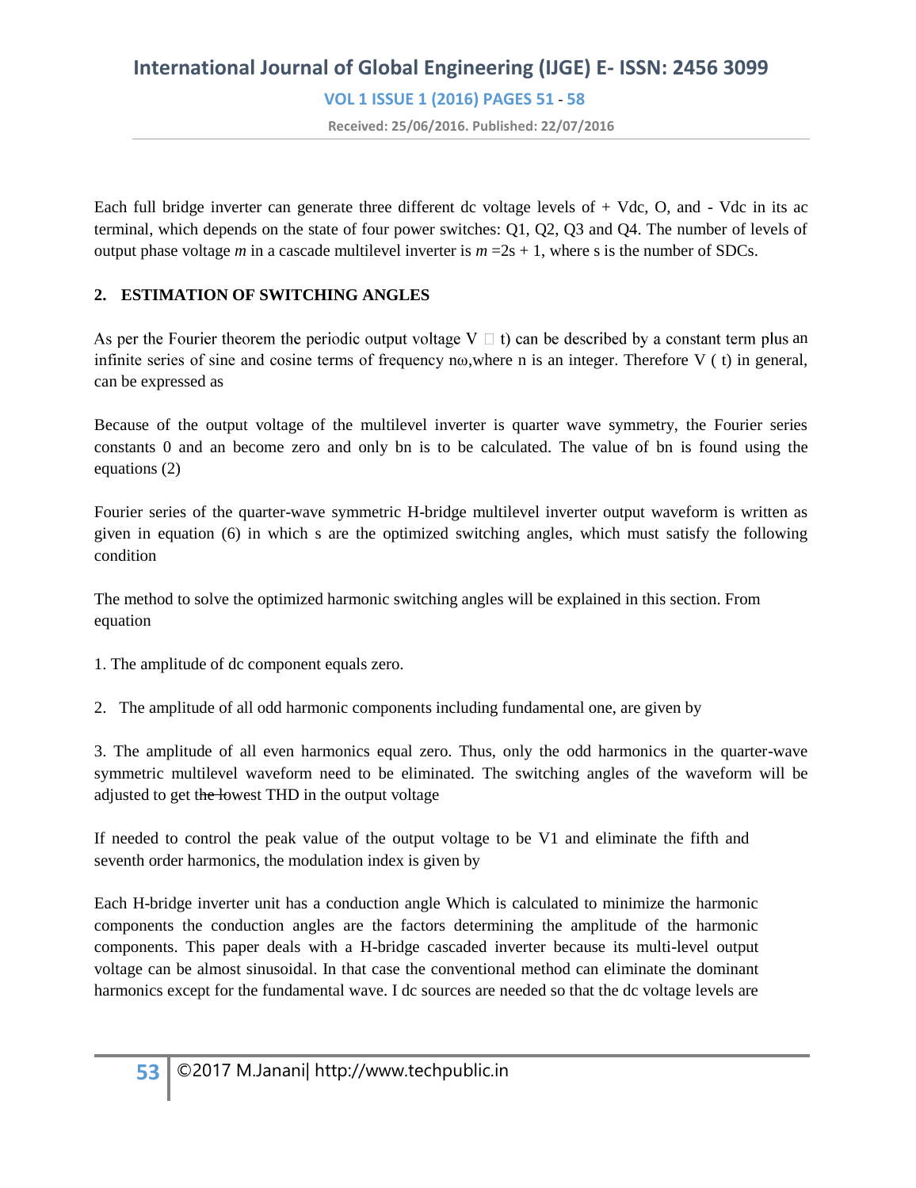Each full bridge inverter can generate three different dc voltage levels of + Vdc, O, and - Vdc in its ac terminal, which depends on the state of four power switches: Q1, Q2, Q3 and Q4. The number of levels of output phase voltage *m* in a cascade multilevel inverter is *m* =2s + 1, where s is the number of SDCs.

## 2. ESTIMATION OF SWITCHING ANGLES

As per the Fourier theorem the periodic output voltage V □ t) can be described by a constant term plus an infinite series of sine and cosine terms of frequency nω,where n is an integer. Therefore V ( t) in general, can be expressed as

Because of the output voltage of the multilevel inverter is quarter wave symmetry, the Fourier series constants 0 and an become zero and only bn is to be calculated. The value of bn is found using the equations (2)

Fourier series of the quarter-wave symmetric H-bridge multilevel inverter output waveform is written as given in equation (6) in which s are the optimized switching angles, which must satisfy the following condition

The method to solve the optimized harmonic switching angles will be explained in this section. From equation

1. The amplitude of dc component equals zero.

2. The amplitude of all odd harmonic components including fundamental one, are given by

3. The amplitude of all even harmonics equal zero. Thus, only the odd harmonics in the quarter-wave symmetric multilevel waveform need to be eliminated. The switching angles of the waveform will be adjusted to get the lowest THD in the output voltage

If needed to control the peak value of the output voltage to be V1 and eliminate the fifth and seventh order harmonics, the modulation index is given by

Each H-bridge inverter unit has a conduction angle Which is calculated to minimize the harmonic components the conduction angles are the factors determining the amplitude of the harmonic components. This paper deals with a H-bridge cascaded inverter because its multi-level output voltage can be almost sinusoidal. In that case the conventional method can eliminate the dominant harmonics except for the fundamental wave. I dc sources are needed so that the dc voltage levels are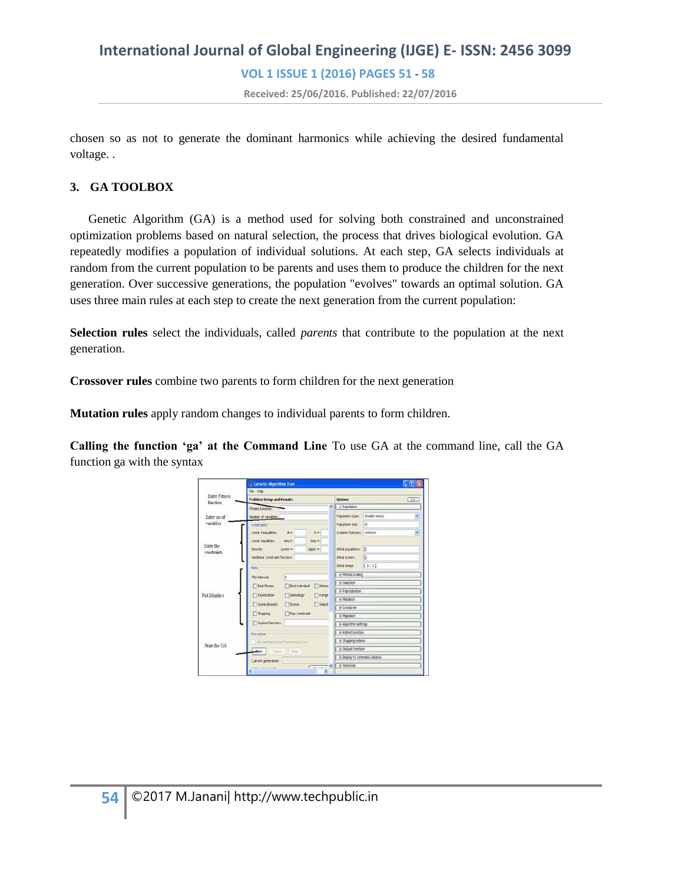chosen so as not to generate the dominant harmonics while achieving the desired fundamental voltage. .

## 3. GA TOOLBOX

Genetic Algorithm (GA) is a method used for solving both constrained and unconstrained optimization problems based on natural selection, the process that drives biological evolution. GA repeatedly modifies a population of individual solutions. At each step, GA selects individuals at random from the current population to be parents and uses them to produce the children for the next generation. Over successive generations, the population "evolves" towards an optimal solution. GA uses three main rules at each step to create the next generation from the current population:

**Selection rules** select the individuals, called *parents* that contribute to the population at the next generation.

**Crossover rules** combine two parents to form children for the next generation

**Mutation rules** apply random changes to individual parents to form children.

**Calling the function 'ga' at the Command Line** To use GA at the command line, call the GA function ga with the syntax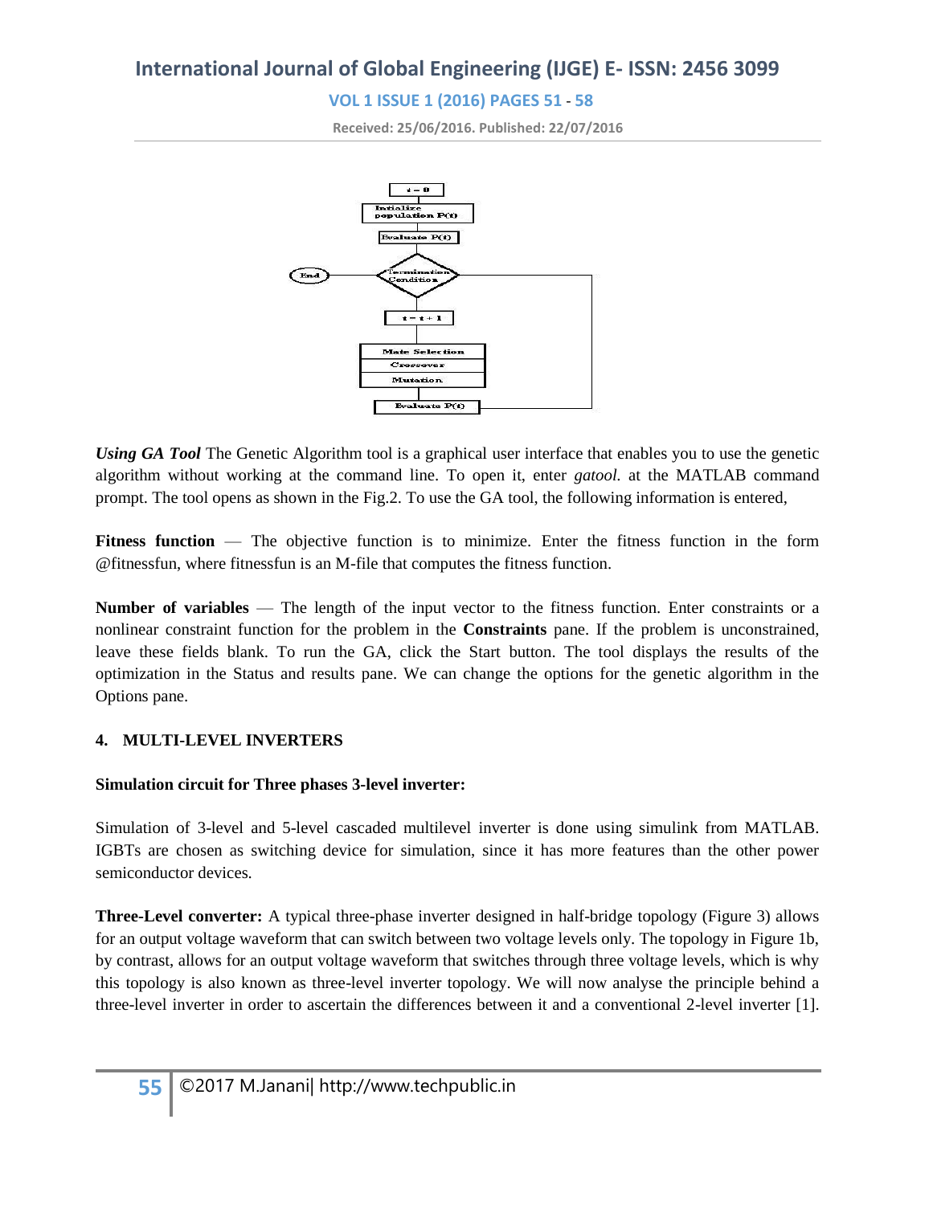*Using GA Tool* The Genetic Algorithm tool is a graphical user interface that enables you to use the genetic algorithm without working at the command line. To open it, enter *gatool.* at the MATLAB command prompt. The tool opens as shown in the Fig.2. To use the GA tool, the following information is entered,

**Fitness function** — The objective function is to minimize. Enter the fitness function in the form @fitnessfun, where fitnessfun is an M-file that computes the fitness function.

**Number of variables** — The length of the input vector to the fitness function. Enter constraints or a nonlinear constraint function for the problem in the **Constraints** pane. If the problem is unconstrained, leave these fields blank. To run the GA, click the Start button. The tool displays the results of the optimization in the Status and results pane. We can change the options for the genetic algorithm in the Options pane.

## 4. MULTI-LEVEL INVERTERS

**Simulation circuit for Three phases 3-level inverter:**

Simulation of 3-level and 5-level cascaded multilevel inverter is done using simulink from MATLAB. IGBTs are chosen as switching device for simulation, since it has more features than the other power semiconductor devices.

**Three-Level converter:** A typical three-phase inverter designed in half-bridge topology (Figure 3) allows for an output voltage waveform that can switch between two voltage levels only. The topology in Figure 1b, by contrast, allows for an output voltage waveform that switches through three voltage levels, which is why this topology is also known as three-level inverter topology. We will now analyse the principle behind a three-level inverter in order to ascertain the differences between it and a conventional 2-level inverter [1].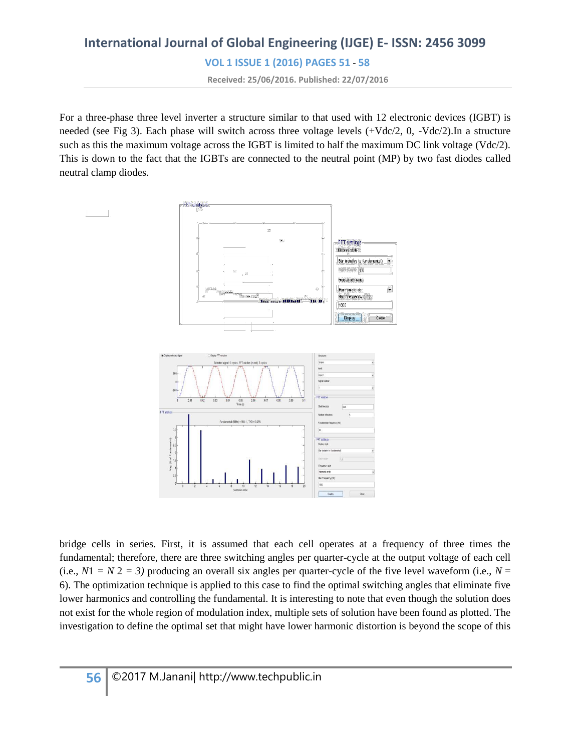For a three-phase three level inverter a structure similar to that used with 12 electronic devices (IGBT) is needed (see Fig 3). Each phase will switch across three voltage levels (+Vdc/2, 0, -Vdc/2).In a structure such as this the maximum voltage across the IGBT is limited to half the maximum DC link voltage (Vdc/2). This is down to the fact that the IGBTs are connected to the neutral point (MP) by two fast diodes called neutral clamp diodes.

bridge cells in series. First, it is assumed that each cell operates at a frequency of three times the fundamental; therefore, there are three switching angles per quarter-cycle at the output voltage of each cell (i.e., $N1 = N2 = 3$) producing an overall six angles per quarter-cycle of the five level waveform (i.e., $N = 6$). The optimization technique is applied to this case to find the optimal switching angles that eliminate five lower harmonics and controlling the fundamental. It is interesting to note that even though the solution does not exist for the whole region of modulation index, multiple sets of solution have been found as plotted. The investigation to define the optimal set that might have lower harmonic distortion is beyond the scope of this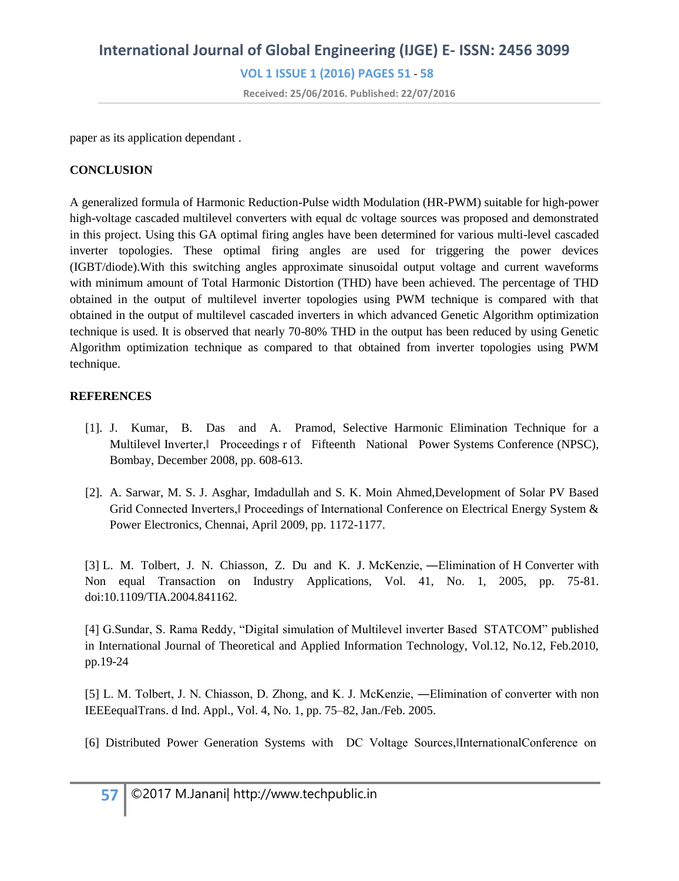paper as its application dependant .

**CONCLUSION**

A generalized formula of Harmonic Reduction-Pulse width Modulation (HR-PWM) suitable for high-power high-voltage cascaded multilevel converters with equal dc voltage sources was proposed and demonstrated in this project. Using this GA optimal firing angles have been determined for various multi-level cascaded inverter topologies. These optimal firing angles are used for triggering the power devices (IGBT/diode).With this switching angles approximate sinusoidal output voltage and current waveforms with minimum amount of Total Harmonic Distortion (THD) have been achieved. The percentage of THD obtained in the output of multilevel inverter topologies using PWM technique is compared with that obtained in the output of multilevel cascaded inverters in which advanced Genetic Algorithm optimization technique is used. It is observed that nearly 70-80% THD in the output has been reduced by using Genetic Algorithm optimization technique as compared to that obtained from inverter topologies using PWM technique.

**REFERENCES**

[1]. J. Kumar, B. Das and A. Pramod, Selective Harmonic Elimination Technique for a Multilevel Inverter,‖ Proceedings r of Fifteenth National Power Systems Conference (NPSC), Bombay, December 2008, pp. 608-613.

[2]. A. Sarwar, M. S. J. Asghar, Imdadullah and S. K. Moin Ahmed,Development of Solar PV Based Grid Connected Inverters,‖ Proceedings of International Conference on Electrical Energy System & Power Electronics, Chennai, April 2009, pp. 1172-1177.

[3] L. M. Tolbert, J. N. Chiasson, Z. Du and K. J. McKenzie, ―Elimination of H Converter with Non equal Transaction on Industry Applications, Vol. 41, No. 1, 2005, pp. 75-81. doi:10.1109/TIA.2004.841162.

[4] G.Sundar, S. Rama Reddy, "Digital simulation of Multilevel inverter Based STATCOM" published in International Journal of Theoretical and Applied Information Technology, Vol.12, No.12, Feb.2010, pp.19-24

[5] L. M. Tolbert, J. N. Chiasson, D. Zhong, and K. J. McKenzie, ―Elimination of converter with non IEEEequalTrans. d Ind. Appl., Vol. 4, No. 1, pp. 75–82, Jan./Feb. 2005.

[6] Distributed Power Generation Systems with DC Voltage Sources,‖InternationalConference on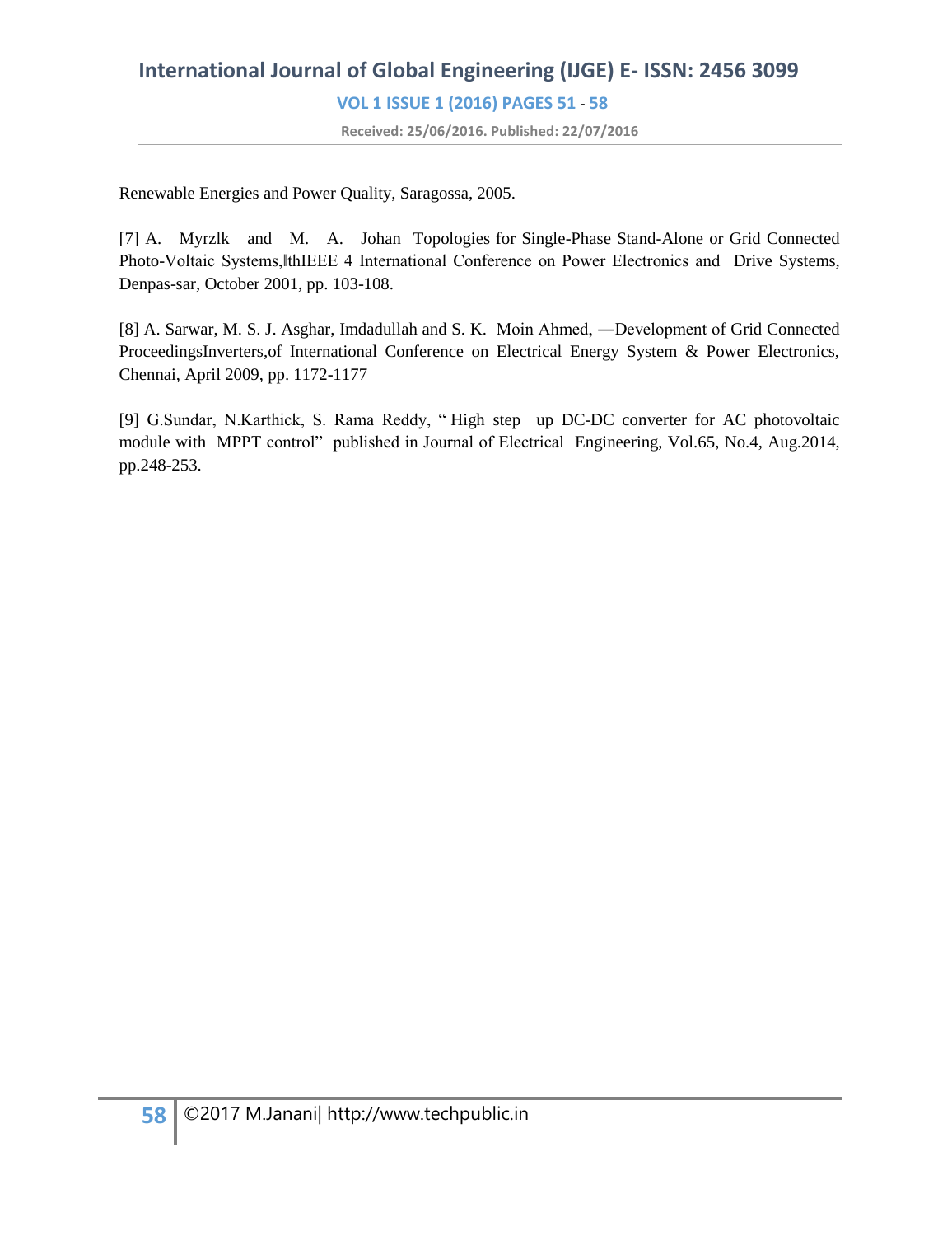Renewable Energies and Power Quality, Saragossa, 2005.

[7] A. Myrzlk and M. A. Johan Topologies for Single-Phase Stand-Alone or Grid Connected Photo-Voltaic Systems,‖thIEEE 4 International Conference on Power Electronics and Drive Systems, Denpas-sar, October 2001, pp. 103-108.

[8] A. Sarwar, M. S. J. Asghar, Imdadullah and S. K. Moin Ahmed, ―Development of Grid Connected ProceedingsInverters,of International Conference on Electrical Energy System & Power Electronics, Chennai, April 2009, pp. 1172-1177

[9] G.Sundar, N.Karthick, S. Rama Reddy, " High step up DC-DC converter for AC photovoltaic module with MPPT control" published in Journal of Electrical Engineering, Vol.65, No.4, Aug.2014, pp.248-253.